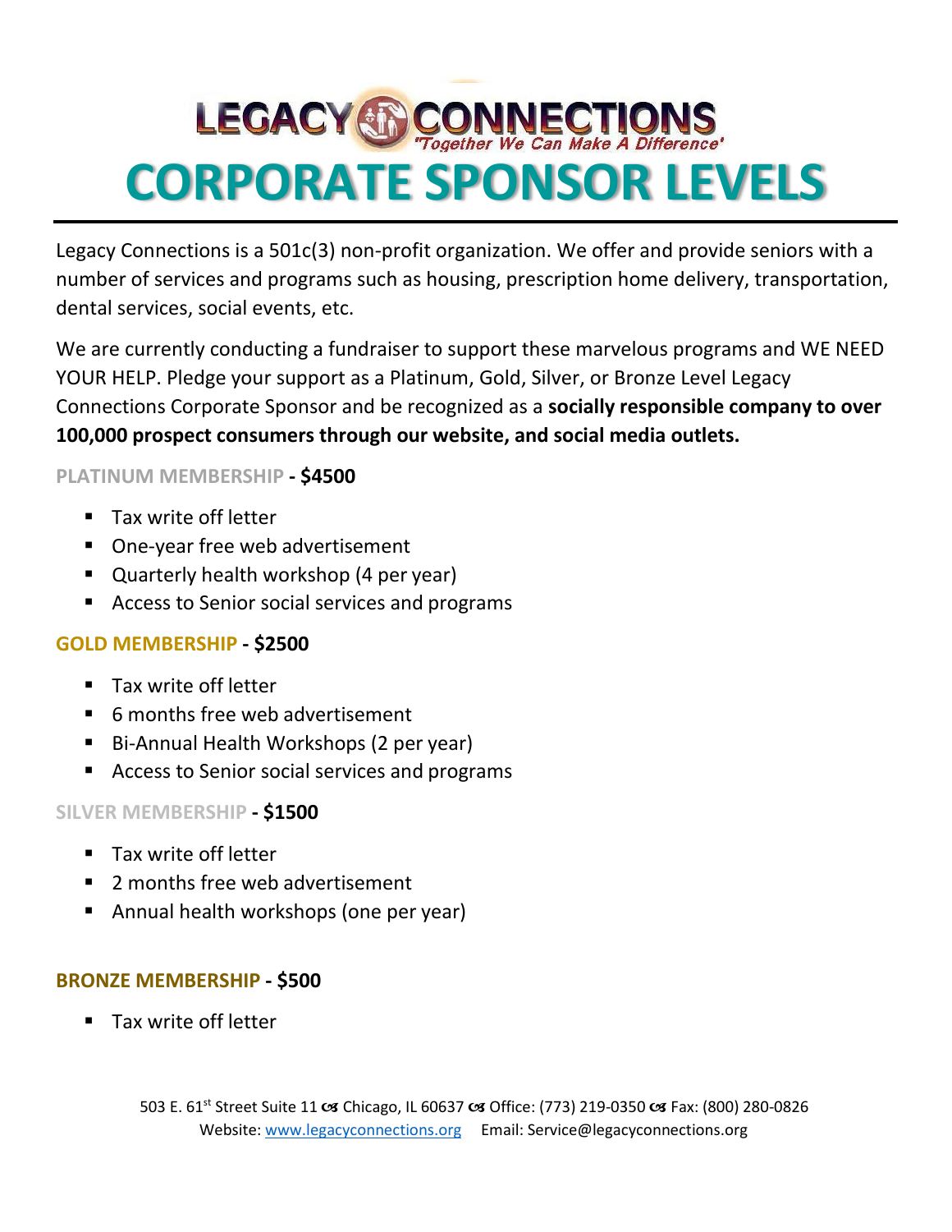LEGACY CONNECTIONS
*"Together We Can Make A Difference"*

# CORPORATE SPONSOR LEVELS

Legacy Connections is a 501c(3) non-profit organization. We offer and provide seniors with a number of services and programs such as housing, prescription home delivery, transportation, dental services, social events, etc.

We are currently conducting a fundraiser to support these marvelous programs and WE NEED YOUR HELP. Pledge your support as a Platinum, Gold, Silver, or Bronze Level Legacy Connections Corporate Sponsor and be recognized as a **socially responsible company to over 100,000 prospect consumers through our website, and social media outlets.**

**PLATINUM MEMBERSHIP - $4500**

- Tax write off letter
- One-year free web advertisement
- Quarterly health workshop (4 per year)
- Access to Senior social services and programs

**GOLD MEMBERSHIP - $2500**

- Tax write off letter
- 6 months free web advertisement
- Bi-Annual Health Workshops (2 per year)
- Access to Senior social services and programs

**SILVER MEMBERSHIP - $1500**

- Tax write off letter
- 2 months free web advertisement
- Annual health workshops (one per year)

**BRONZE MEMBERSHIP - $500**

- Tax write off letter

503 E. 61st Street Suite 11 ◆ Chicago, IL 60637 ◆ Office: (773) 219-0350 ◆ Fax: (800) 280-0826
Website: www.legacyconnections.org Email: Service@legacyconnections.org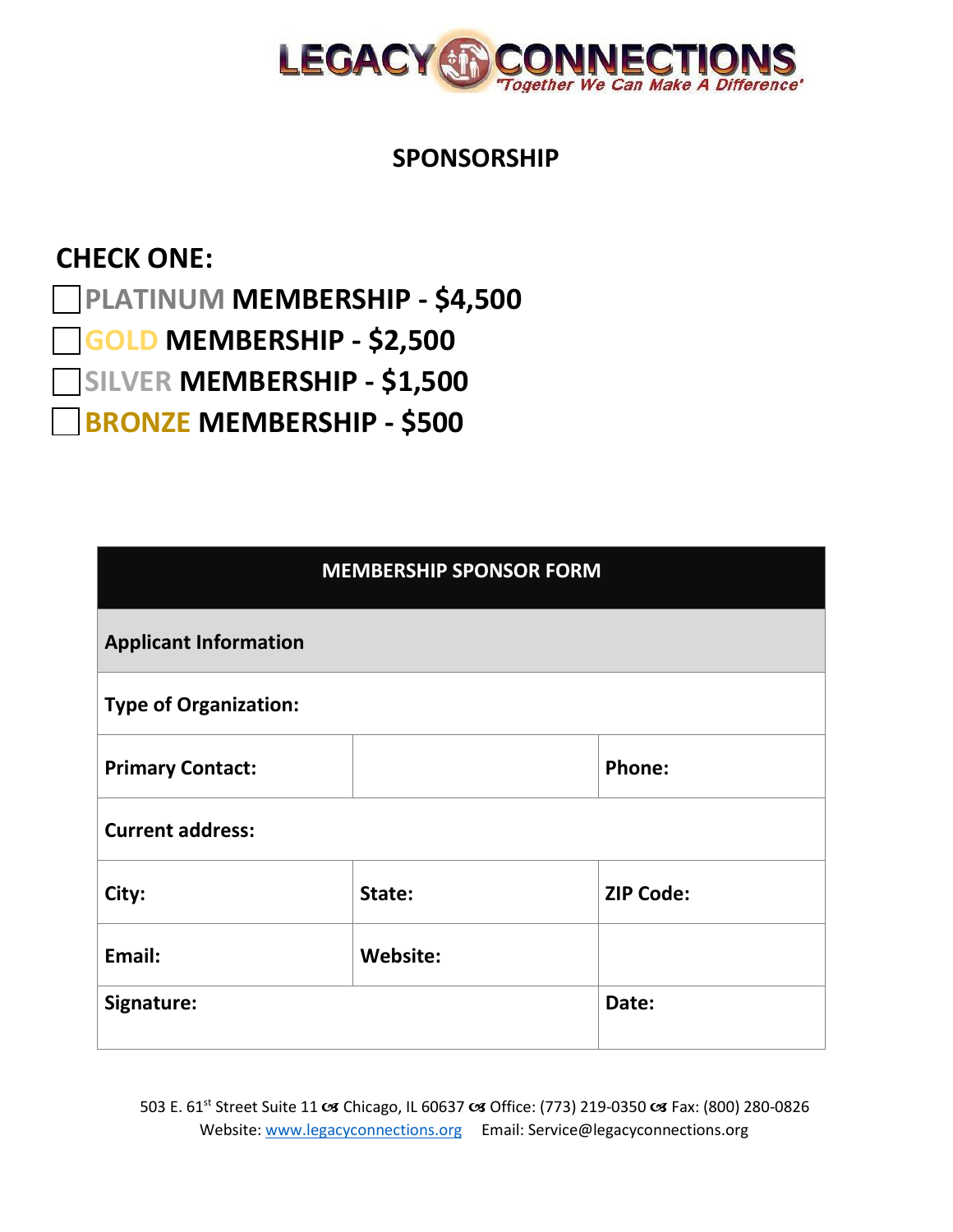LEGACY CONNECTIONS
"Together We Can Make A Difference"

## SPONSORSHIP

### CHECK ONE:

- ☐ **PLATINUM MEMBERSHIP - $4,500**
- ☐ **GOLD MEMBERSHIP - $2,500**
- ☐ **SILVER MEMBERSHIP - $1,500**
- ☐ **BRONZE MEMBERSHIP - $500**

| **MEMBERSHIP SPONSOR FORM** | | |
|---|---|---|
| **Applicant Information** | | |
| **Type of Organization:** | | |
| **Primary Contact:** | | **Phone:** |
| **Current address:** | | |
| **City:** | **State:** | **ZIP Code:** |
| **Email:** | **Website:** | |
| **Signature:** | | **Date:** |

503 E. 61st Street Suite 11 ☙ Chicago, IL 60637 ☙ Office: (773) 219-0350 ☙ Fax: (800) 280-0826
Website: www.legacyconnections.org Email: Service@legacyconnections.org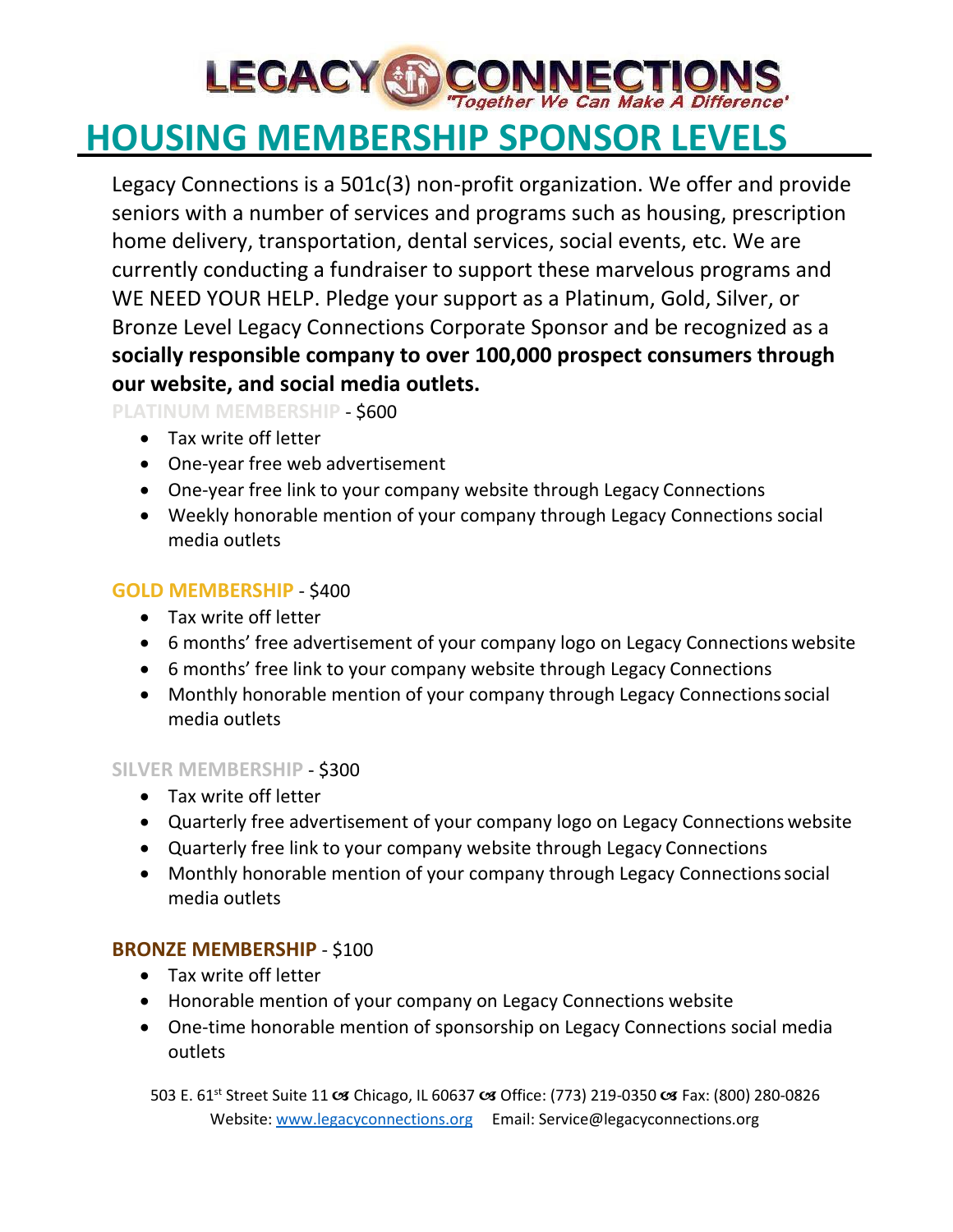LEGACY CONNECTIONS
"Together We Can Make A Difference"

# HOUSING MEMBERSHIP SPONSOR LEVELS

Legacy Connections is a 501c(3) non-profit organization. We offer and provide seniors with a number of services and programs such as housing, prescription home delivery, transportation, dental services, social events, etc. We are currently conducting a fundraiser to support these marvelous programs and WE NEED YOUR HELP. Pledge your support as a Platinum, Gold, Silver, or Bronze Level Legacy Connections Corporate Sponsor and be recognized as a **socially responsible company to over 100,000 prospect consumers through our website, and social media outlets.**

**PLATINUM MEMBERSHIP** - $600

- Tax write off letter
- One-year free web advertisement
- One-year free link to your company website through Legacy Connections
- Weekly honorable mention of your company through Legacy Connections social media outlets

**GOLD MEMBERSHIP** - $400

- Tax write off letter
- 6 months' free advertisement of your company logo on Legacy Connections website
- 6 months' free link to your company website through Legacy Connections
- Monthly honorable mention of your company through Legacy Connections social media outlets

**SILVER MEMBERSHIP** - $300

- Tax write off letter
- Quarterly free advertisement of your company logo on Legacy Connections website
- Quarterly free link to your company website through Legacy Connections
- Monthly honorable mention of your company through Legacy Connections social media outlets

**BRONZE MEMBERSHIP** - $100

- Tax write off letter
- Honorable mention of your company on Legacy Connections website
- One-time honorable mention of sponsorship on Legacy Connections social media outlets

503 E. 61st Street Suite 11 ☙ Chicago, IL 60637 ☙ Office: (773) 219-0350 ☙ Fax: (800) 280-0826
Website: www.legacyconnections.org Email: Service@legacyconnections.org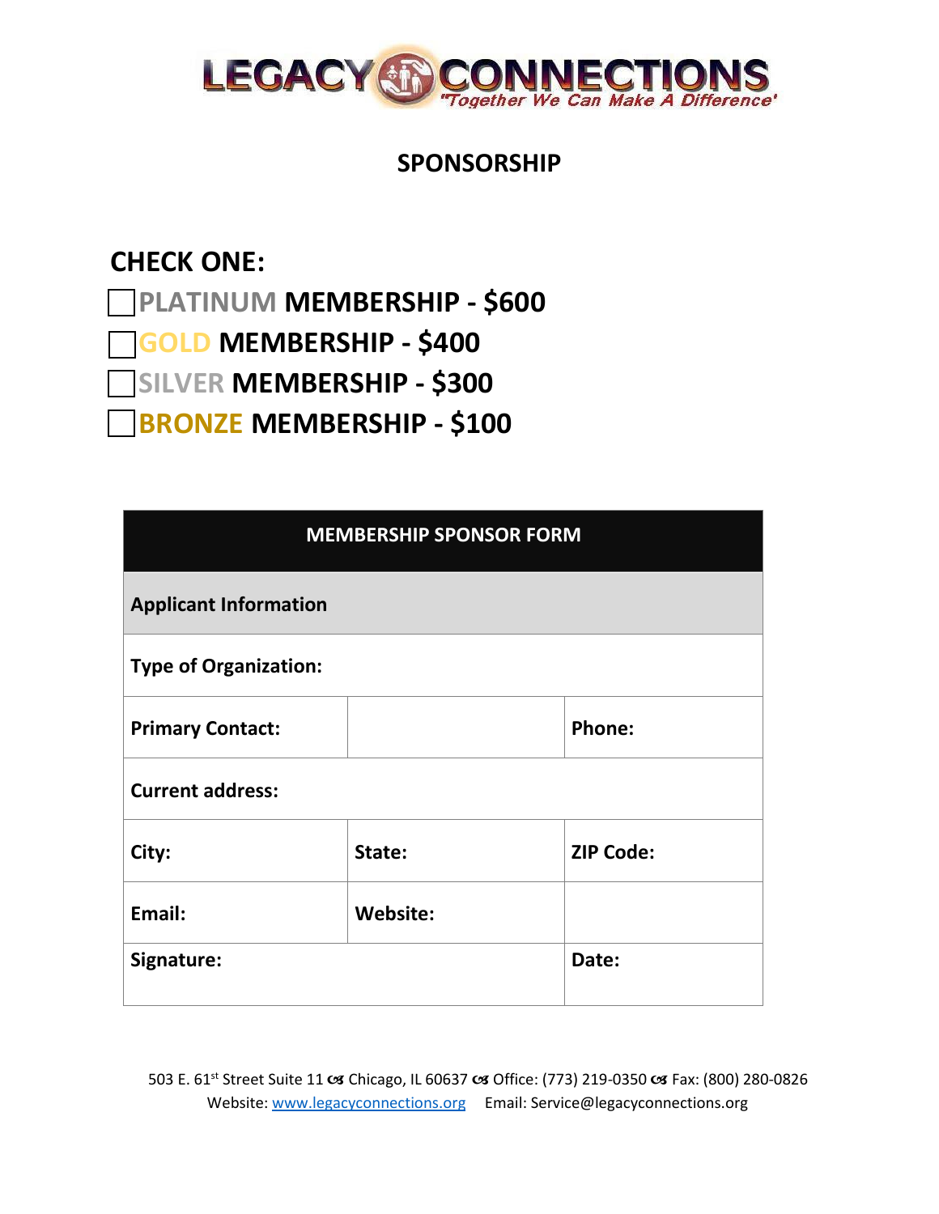LEGACY CONNECTIONS
"Together We Can Make A Difference"

# SPONSORSHIP

## CHECK ONE:

☐ **PLATINUM MEMBERSHIP - $600**
☐ **GOLD MEMBERSHIP - $400**
☐ **SILVER MEMBERSHIP - $300**
☐ **BRONZE MEMBERSHIP - $100**

| **MEMBERSHIP SPONSOR FORM** | | |
|---|---|---|
| **Applicant Information** | | |
| **Type of Organization:** | | |
| **Primary Contact:** | | **Phone:** |
| **Current address:** | | |
| **City:** | **State:** | **ZIP Code:** |
| **Email:** | **Website:** | |
| **Signature:** | | **Date:** |

503 E. 61st Street Suite 11 ☙ Chicago, IL 60637 ☙ Office: (773) 219-0350 ☙ Fax: (800) 280-0826
Website: www.legacyconnections.org Email: Service@legacyconnections.org